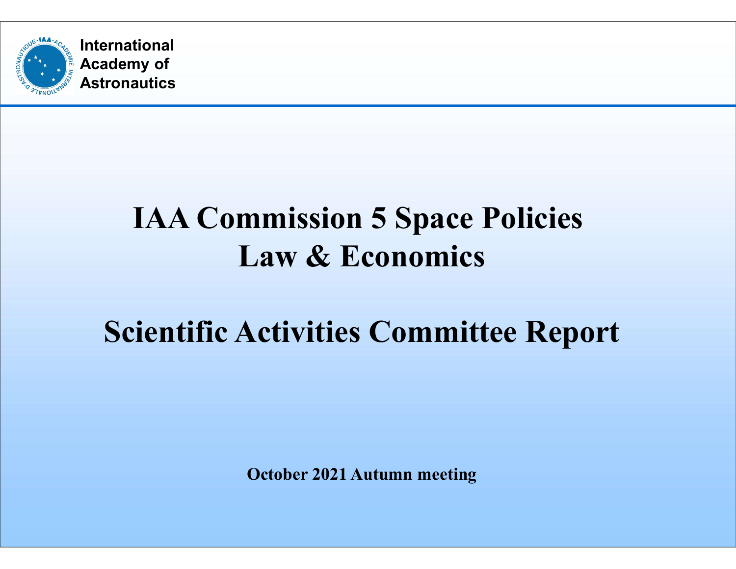International
Academy of
Astronautics

# IAA Commission 5 Space Policies Law & Economics

# Scientific Activities Committee Report

**October 2021 Autumn meeting**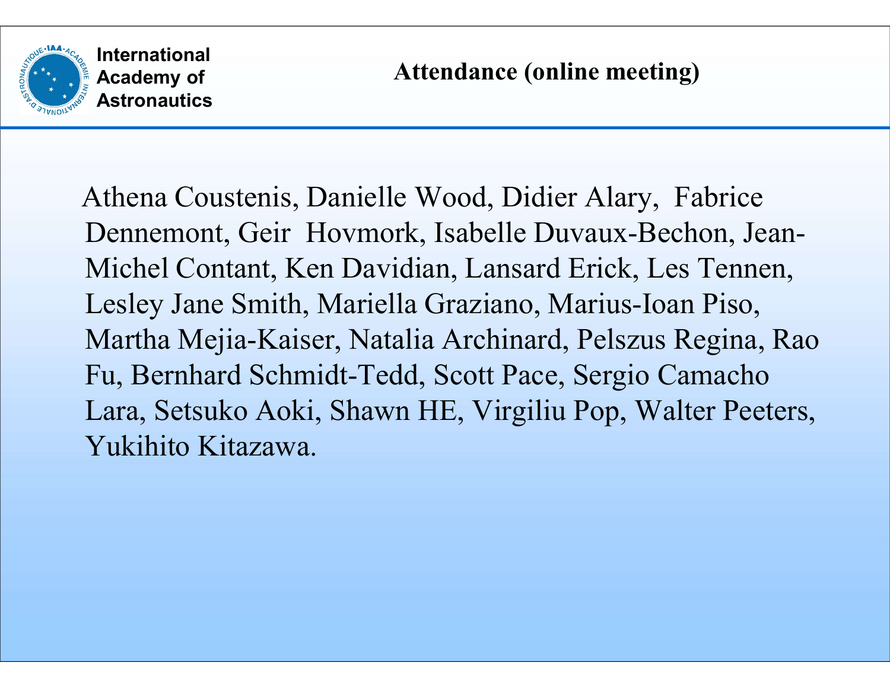## Attendance (online meeting)

Athena Coustenis, Danielle Wood, Didier Alary, Fabrice Dennemont, Geir Hovmork, Isabelle Duvaux-Bechon, Jean-Michel Contant, Ken Davidian, Lansard Erick, Les Tennen, Lesley Jane Smith, Mariella Graziano, Marius-Ioan Piso, Martha Mejia-Kaiser, Natalia Archinard, Pelszus Regina, Rao Fu, Bernhard Schmidt-Tedd, Scott Pace, Sergio Camacho Lara, Setsuko Aoki, Shawn HE, Virgiliu Pop, Walter Peeters, Yukihito Kitazawa.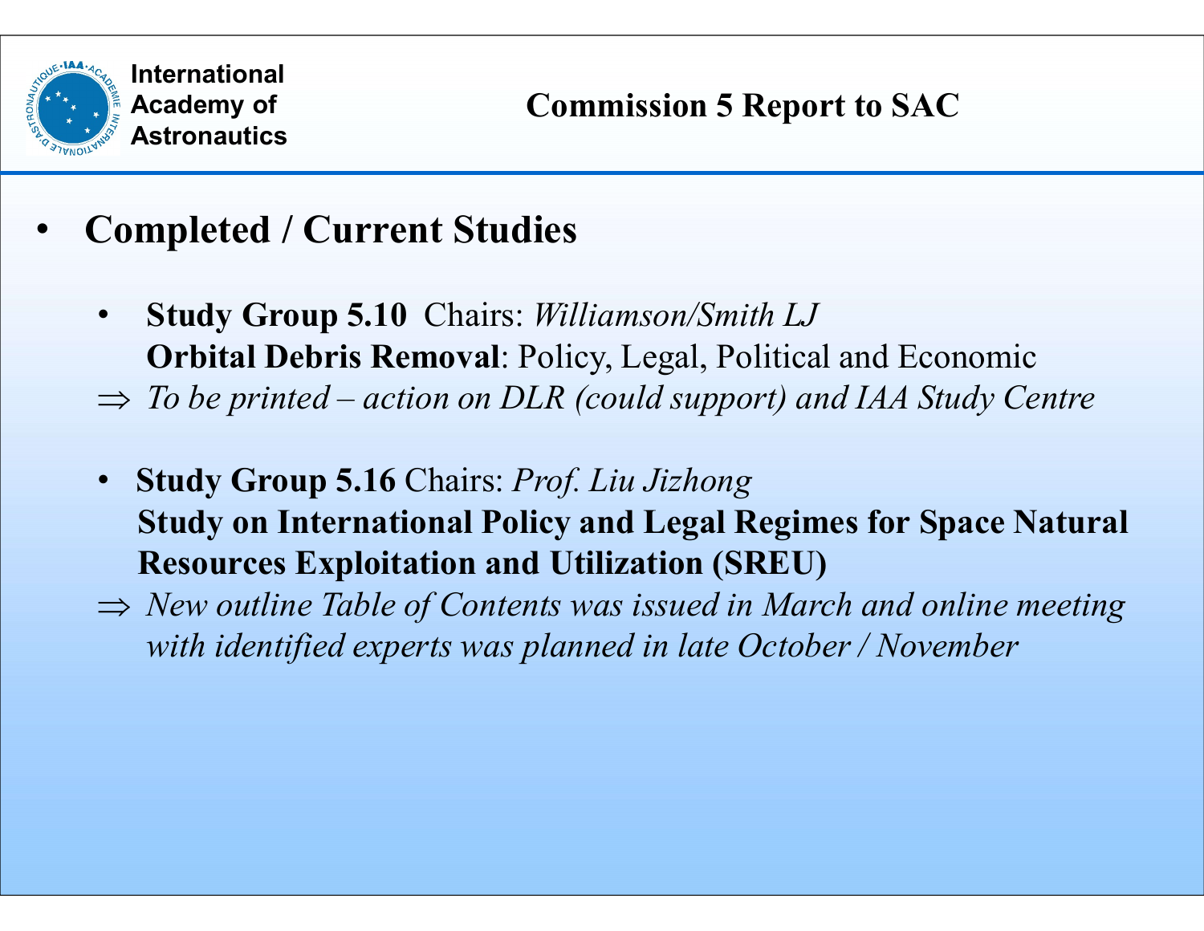# Commission 5 Report to SAC

- **Completed / Current Studies**

  - **Study Group 5.10** Chairs: *Williamson/Smith LJ*
    **Orbital Debris Removal**: Policy, Legal, Political and Economic

  ⇒ *To be printed – action on DLR (could support) and IAA Study Centre*

  - **Study Group 5.16** Chairs: *Prof. Liu Jizhong*
    **Study on International Policy and Legal Regimes for Space Natural Resources Exploitation and Utilization (SREU)**

  ⇒ *New outline Table of Contents was issued in March and online meeting with identified experts was planned in late October / November*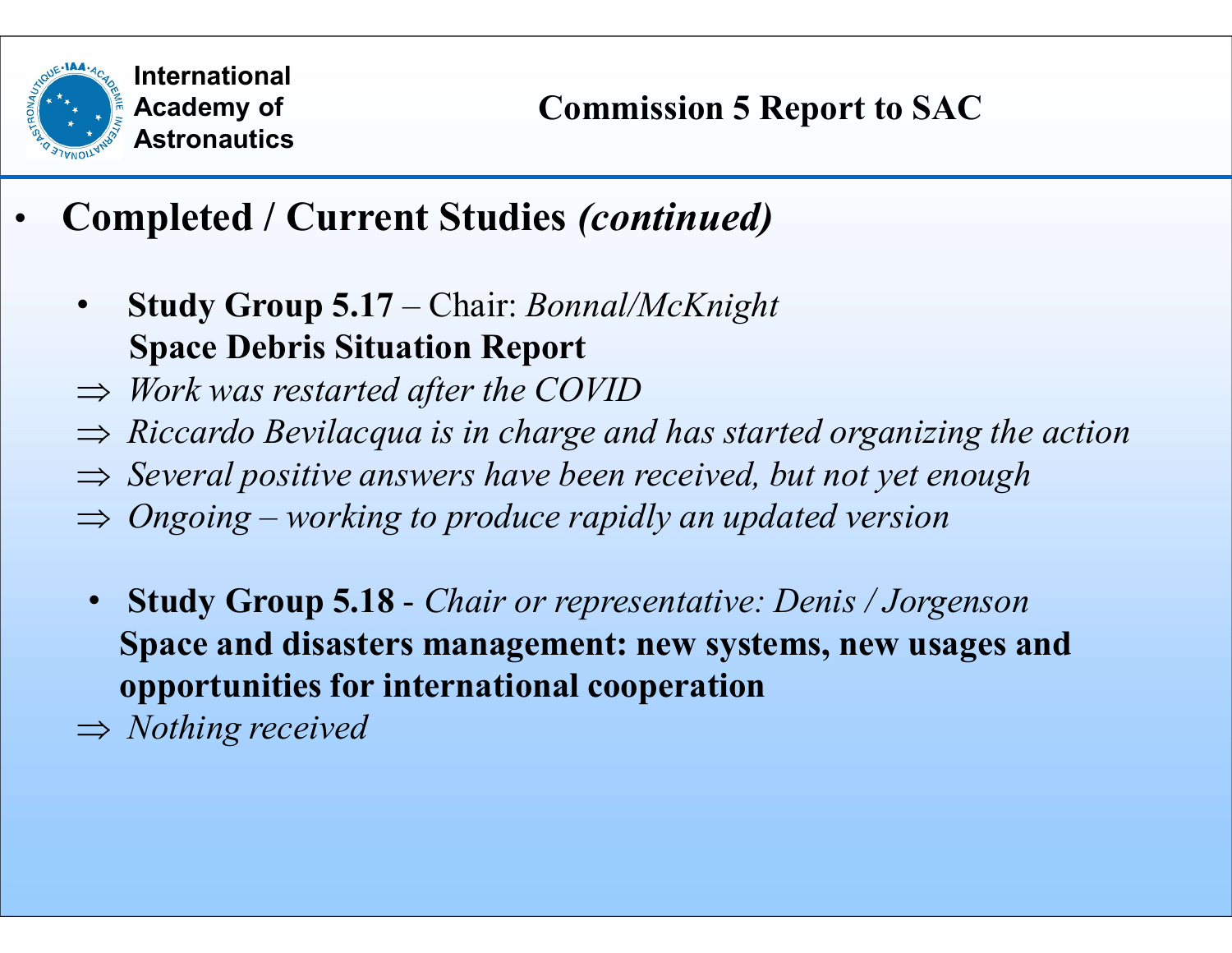- **Completed / Current Studies *(continued)***

  - **Study Group 5.17** – Chair: *Bonnal/McKnight*
    **Space Debris Situation Report**

⇒ *Work was restarted after the COVID*

⇒ *Riccardo Bevilacqua is in charge and has started organizing the action*

⇒ *Several positive answers have been received, but not yet enough*

⇒ *Ongoing – working to produce rapidly an updated version*

  - **Study Group 5.18** - *Chair or representative: Denis / Jorgenson*
    **Space and disasters management: new systems, new usages and opportunities for international cooperation**

⇒ *Nothing received*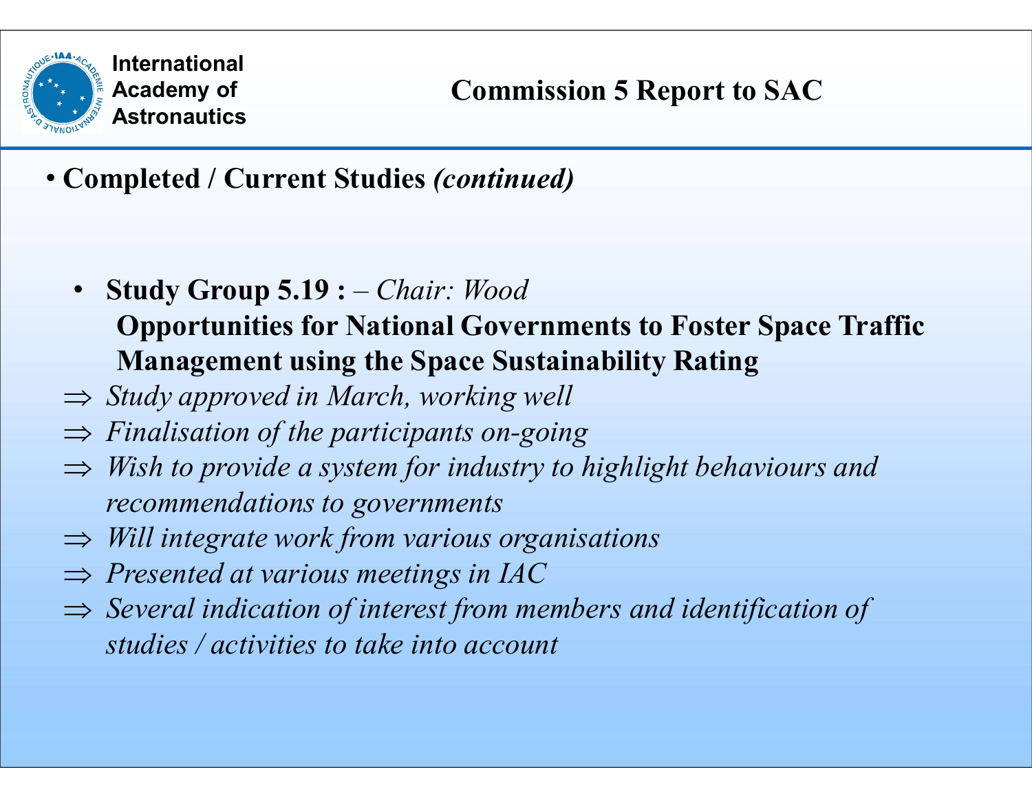# Commission 5 Report to SAC

- **Completed / Current Studies *(continued)***

  - **Study Group 5.19 :** *– Chair: Wood*
    **Opportunities for National Governments to Foster Space Traffic Management using the Space Sustainability Rating**

⇒ *Study approved in March, working well*

⇒ *Finalisation of the participants on-going*

⇒ *Wish to provide a system for industry to highlight behaviours and recommendations to governments*

⇒ *Will integrate work from various organisations*

⇒ *Presented at various meetings in IAC*

⇒ *Several indication of interest from members and identification of studies / activities to take into account*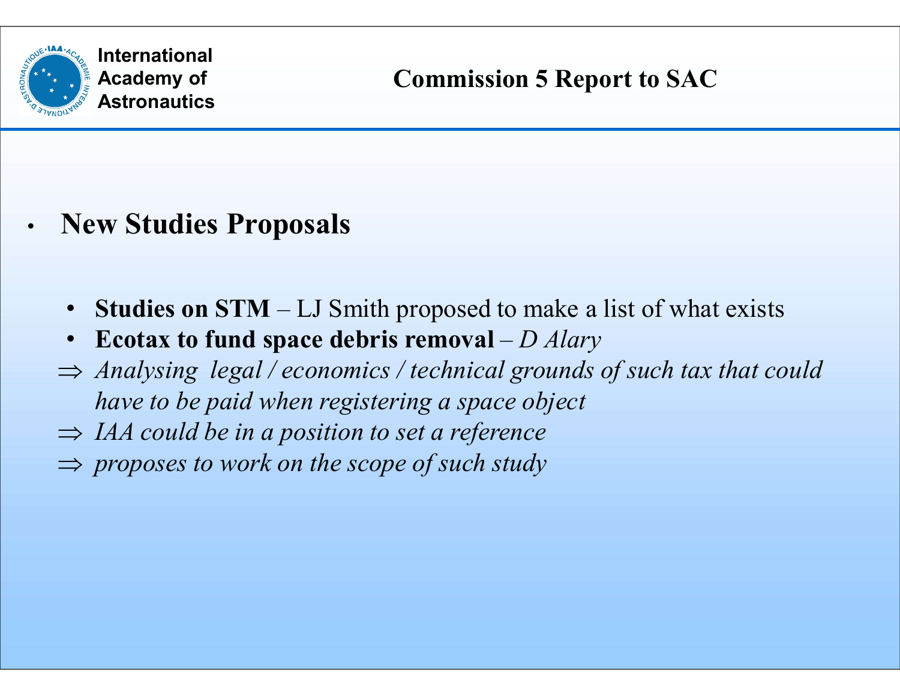# Commission 5 Report to SAC

- **New Studies Proposals**

  - **Studies on STM** – LJ Smith proposed to make a list of what exists
  - **Ecotax to fund space debris removal** – *D Alary*

⇒ *Analysing legal / economics / technical grounds of such tax that could have to be paid when registering a space object*

⇒ *IAA could be in a position to set a reference*

⇒ *proposes to work on the scope of such study*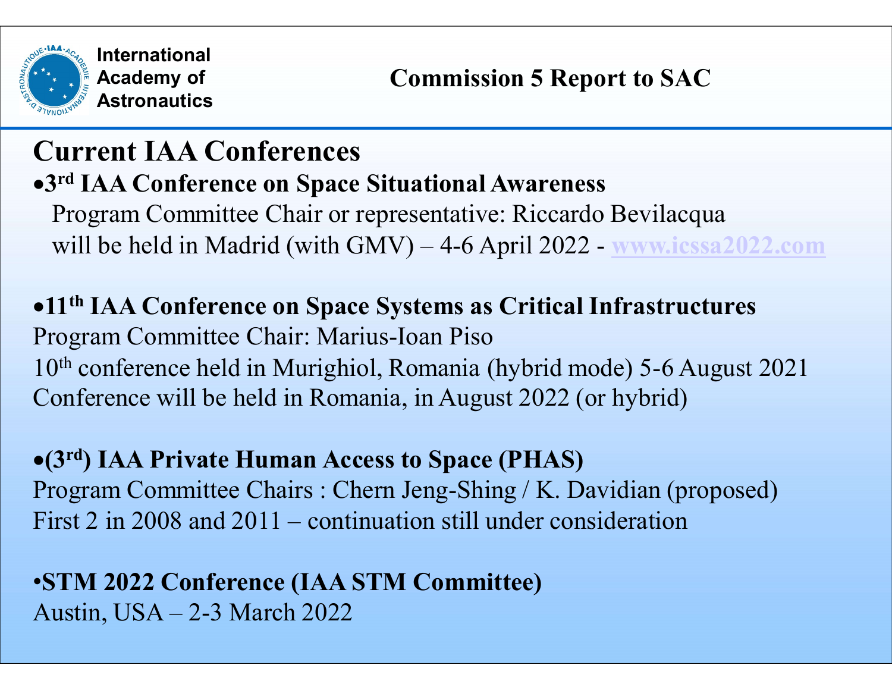# Current IAA Conferences

- **3rd IAA Conference on Space Situational Awareness**
  Program Committee Chair or representative: Riccardo Bevilacqua
  will be held in Madrid (with GMV) – 4-6 April 2022 - [www.icssa2022.com](http://www.icssa2022.com)

- **11th IAA Conference on Space Systems as Critical Infrastructures**
  Program Committee Chair: Marius-Ioan Piso
  10th conference held in Murighiol, Romania (hybrid mode) 5-6 August 2021
  Conference will be held in Romania, in August 2022 (or hybrid)

- **(3rd) IAA Private Human Access to Space (PHAS)**
  Program Committee Chairs : Chern Jeng-Shing / K. Davidian (proposed)
  First 2 in 2008 and 2011 – continuation still under consideration

- **STM 2022 Conference (IAA STM Committee)**
  Austin, USA – 2-3 March 2022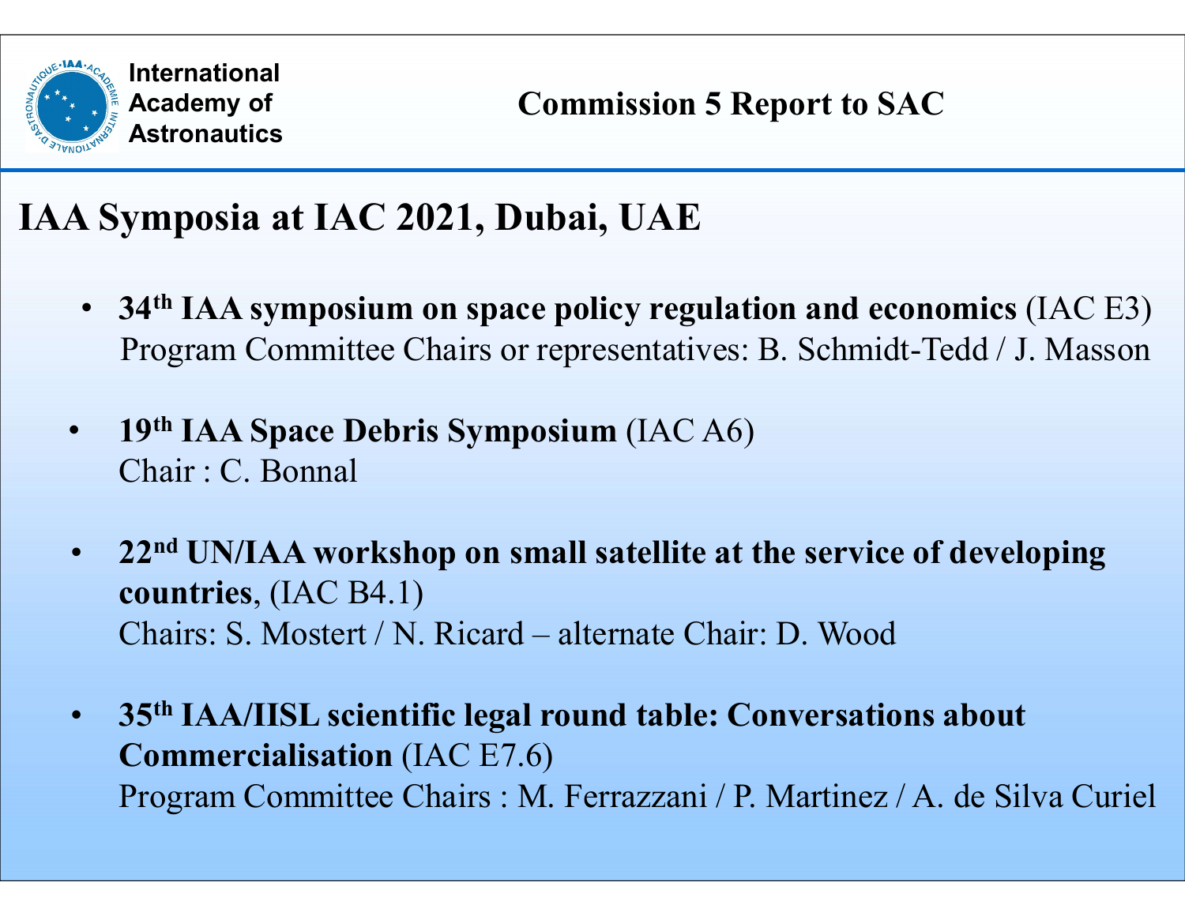## IAA Symposia at IAC 2021, Dubai, UAE

- **34th IAA symposium on space policy regulation and economics** (IAC E3)
  Program Committee Chairs or representatives: B. Schmidt-Tedd / J. Masson

- **19th IAA Space Debris Symposium** (IAC A6)
  Chair : C. Bonnal

- **22nd UN/IAA workshop on small satellite at the service of developing countries**, (IAC B4.1)
  Chairs: S. Mostert / N. Ricard – alternate Chair: D. Wood

- **35th IAA/IISL scientific legal round table: Conversations about Commercialisation** (IAC E7.6)
  Program Committee Chairs : M. Ferrazzani / P. Martinez / A. de Silva Curiel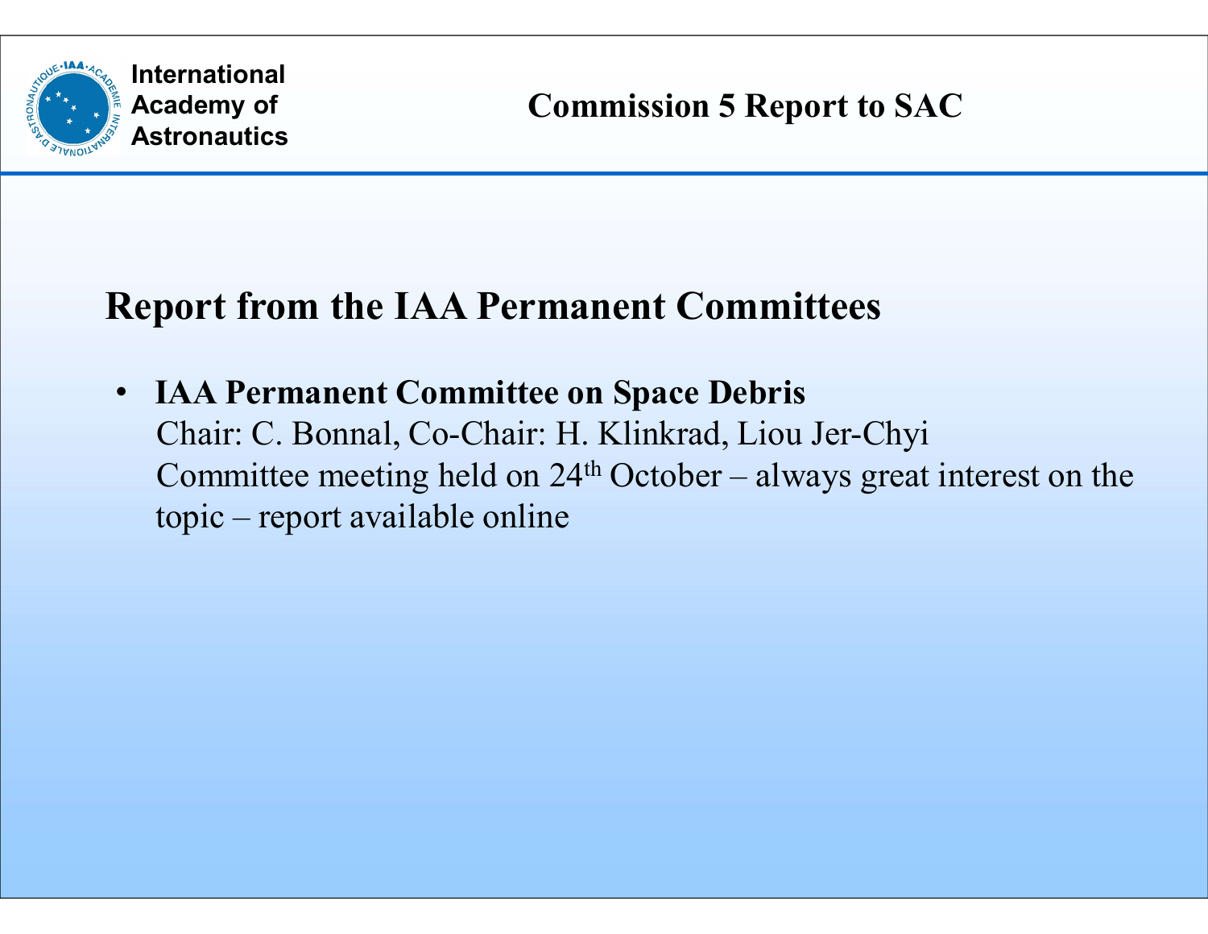# Commission 5 Report to SAC

## Report from the IAA Permanent Committees

- **IAA Permanent Committee on Space Debris**
  Chair: C. Bonnal, Co-Chair: H. Klinkrad, Liou Jer-Chyi
  Committee meeting held on 24th October – always great interest on the topic – report available online